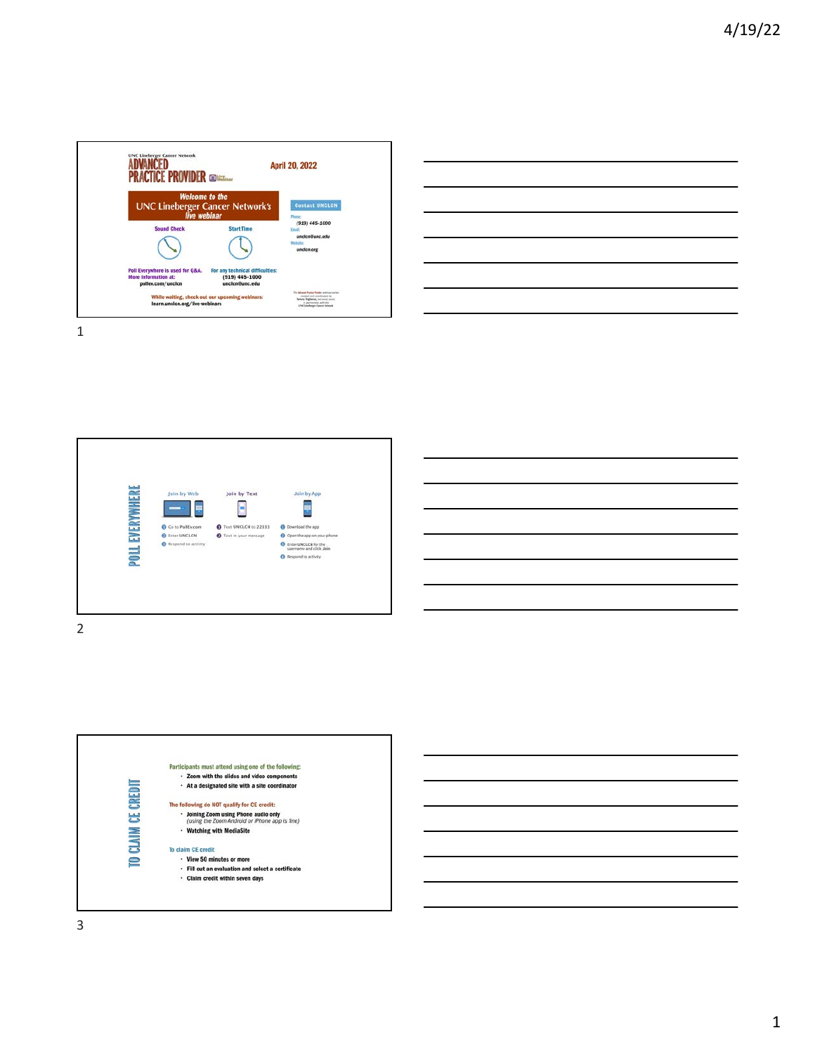UNC Lineberger Cancer Network

ADVANCED PRACTICE PROVIDER Live Webinar

April 20, 2022

**Welcome to the UNC Lineberger Cancer Network's live webinar**

Sound Check

Start Time

Poll Everywhere is used for Q&A. More information at: pollev.com/unclcn

For any technical difficulties: (919) 445-1000 unclcn@unc.edu

While waiting, check out our upcoming webinars: learn.unclcn.org/live-webinars

**Contact UNCLCN**

Phone: (919) 445-1000

Email: unclcn@unc.edu

Website: unclcn.org

---

## POLL EVERYWHERE

**Join by Web**

1. Go to PollEv.com
2. Enter UNCLCN
3. Respond to activity

**Join by Text**

1. Text UNCLCN to 22333
2. Text in your message

**Join by App**

1. Download the app
2. Open the app on your phone
3. Enter UNCLCN for the username and click Join
4. Respond to activity

---

## TO CLAIM CE CREDIT

Participants must attend using one of the following:

- Zoom with the slides and video components
- At a designated site with a site coordinator

The following do NOT qualify for CE credit:

- Joining Zoom using Phone audio only
  *(using the Zoom Android or iPhone app is fine)*
- Watching with MediaSite

To claim CE credit

- View 50 minutes or more
- Fill out an evaluation and select a certificate
- Claim credit within seven days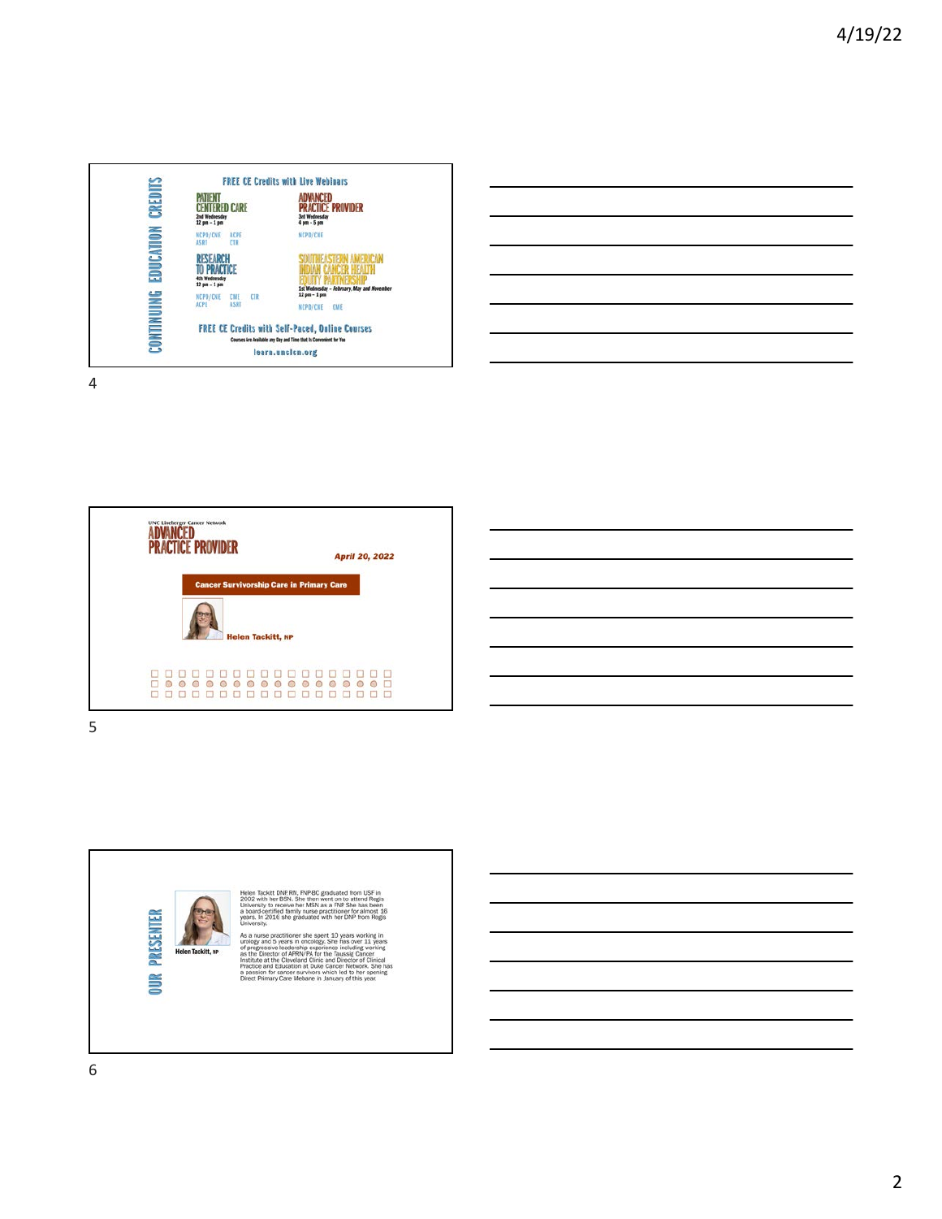## CONTINUING EDUCATION CREDITS

**FREE CE Credits with Live Webinars**

**PATIENT CENTERED CARE**
2nd Wednesday
12 pm – 1 pm
NCPD/CNE ACPE ASRT CTR

**ADVANCED PRACTICE PROVIDER**
3rd Wednesday
4 pm – 5 pm
NCPD/CNE

**RESEARCH TO PRACTICE**
4th Wednesday
12 pm – 1 pm
NCPD/CNE CME CTR ACPE ASRT

**SOUTHEASTERN AMERICAN INDIAN CANCER HEALTH EQUITY PARTNERSHIP**
1st Wednesday – February, May and November
12 pm – 1 pm
NCPD/CNE CME

**FREE CE Credits with Self-Paced, Online Courses**

Courses Are Available any Day and Time that is Convenient for You

learn.unclcn.org

---

UNC Lineberger Cancer Network

**ADVANCED PRACTICE PROVIDER**

*April 20, 2022*

**Cancer Survivorship Care in Primary Care**

**Helen Tackitt, NP**

---

## OUR PRESENTER

**Helen Tackitt, NP**

Helen Tackitt DNP, RN, FNPBC graduated from USF in 2002 with her BSN. She then went on to attend Regis University to receive her MSN as a FNP She has been a board-certified family nurse practitioner for almost 16 years. In 2016 she graduated with her DNP from Regis University.

As a nurse practitioner she spent 10 years working in urology and 5 years in oncology. She has over 11 years of progressive leadership experience including working as the Director of APRN/PA for the Taussig Cancer Institute at the Cleveland Clinic and Director of Clinical Practice and Education at Duke Cancer Network. She has a passion for cancer survivors which led to her opening Direct Primary Care Mebane in January of this year.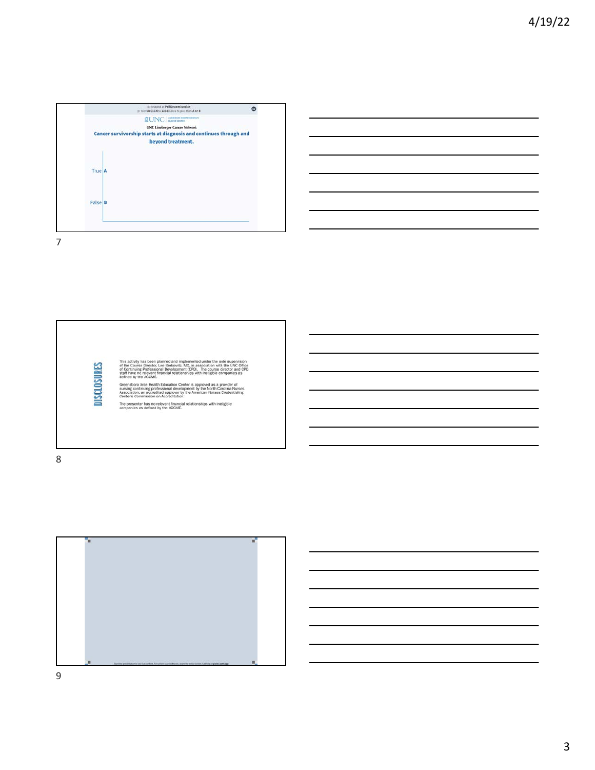Respond at PollEv.com/unclcn
Text UNCLCN to 22333 once to join, then A or B

UNC Lineberger Cancer Network

**Cancer survivorship starts at diagnosis and continues through and beyond treatment.**

True A

False B

## DISCLOSURES

This activity has been planned and implemented under the sole supervision of the Course Director, Lee Berkowitz, MD, in association with the UNC Office of Continuing Professional Development (CPD). The course director and CPD staff have no relevant financial relationships with ineligible companies as defined by the ACCME.

Greensboro Area Health Education Center is approved as a provider of nursing continuing professional development by the North Carolina Nurses Association, an accredited approver by the American Nurses Credentialing Center's Commission on Accreditation.

The presenter has no relevant financial relationships with ineligible companies as defined by the ACCME.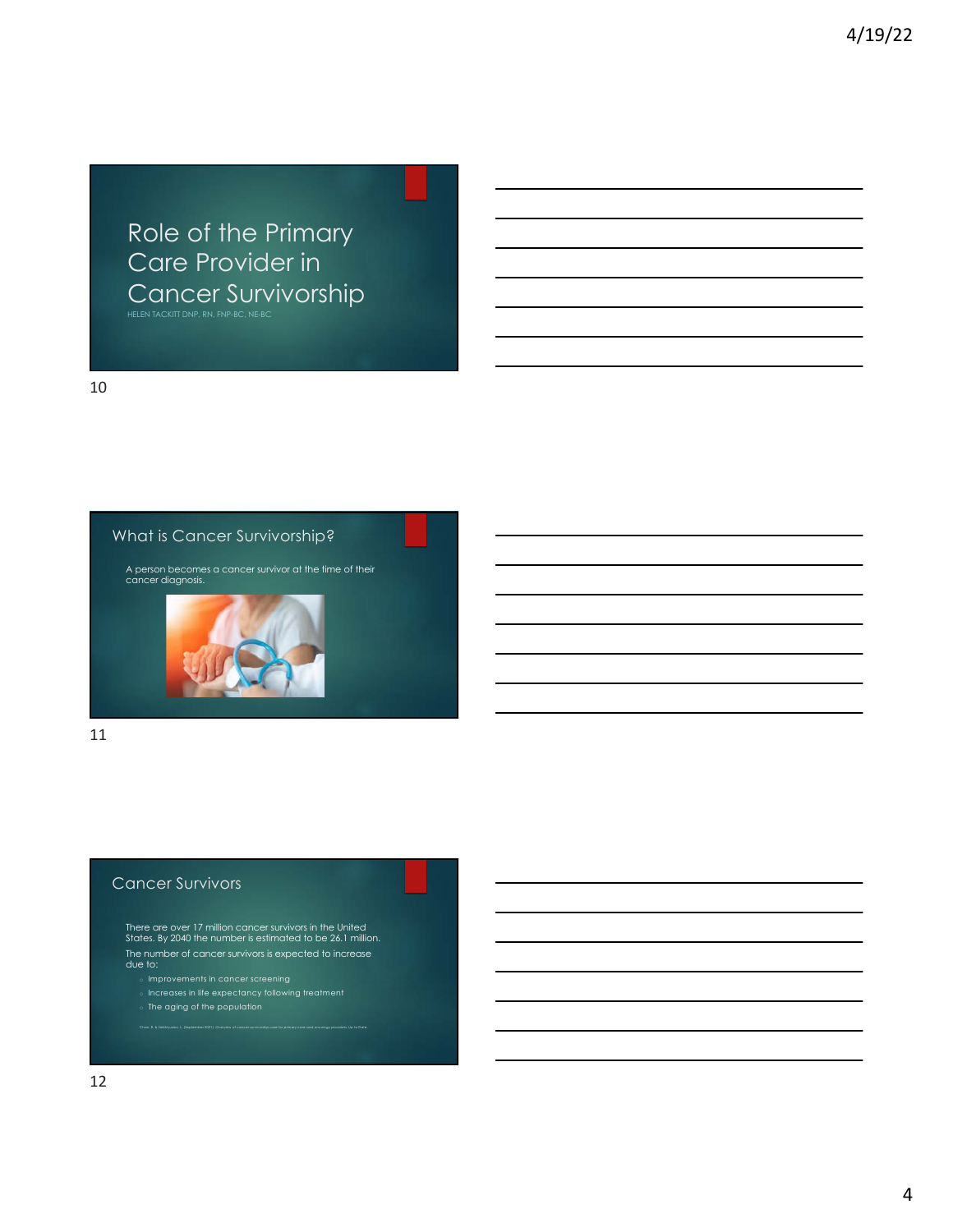# Role of the Primary Care Provider in Cancer Survivorship

HELEN TACKITT DNP, RN, FNP-BC, NE-BC

## What is Cancer Survivorship?

A person becomes a cancer survivor at the time of their cancer diagnosis.

## Cancer Survivors

There are over 17 million cancer survivors in the United States. By 2040 the number is estimated to be 26.1 million.

The number of cancer survivors is expected to increase due to:

- Improvements in cancer screening
- Increases in life expectancy following treatment
- The aging of the population

Chan, R. & Nekhlyudov, L. (September 2021). Overview of cancer survivorship care for primary care and oncology providers. Up to Date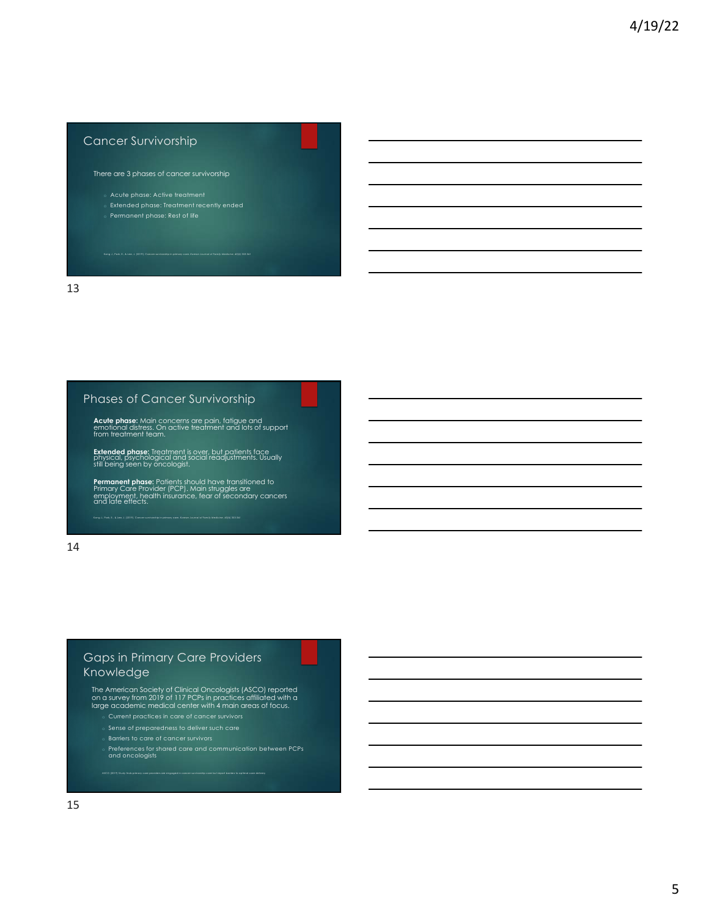## Cancer Survivorship

There are 3 phases of cancer survivorship

- Acute phase: Active treatment
- Extended phase: Treatment recently ended
- Permanent phase: Rest of life

Kang, J., Park, E., & Lee, J. (2019). Cancer survivorship in primary care. Korean Journal of Family Medicine, 40(6), 353-361

## Phases of Cancer Survivorship

**Acute phase:** Main concerns are pain, fatigue and emotional distress. On active treatment and lots of support from treatment team.

**Extended phase:** Treatment is over, but patients face physical, psychological and social readjustments. Usually still being seen by oncologist.

**Permanent phase:** Patients should have transitioned to Primary Care Provider (PCP). Main struggles are employment, health insurance, fear of secondary cancers and late effects.

Kang, J., Park, E., & Lee, J. (2019). Cancer survivorship in primary care. Korean Journal of Family Medicine, 40(6), 353-361

## Gaps in Primary Care Providers Knowledge

The American Society of Clinical Oncologists (ASCO) reported on a survey from 2019 of 117 PCPs in practices affiliated with a large academic medical center with 4 main areas of focus.

- Current practices in care of cancer survivors
- Sense of preparedness to deliver such care
- Barriers to care of cancer survivors
- Preferences for shared care and communication between PCPs and oncologists

ASCO (2019) Study finds primary care providers are engaged in cancer survivorship care but report barriers to optimal care delivery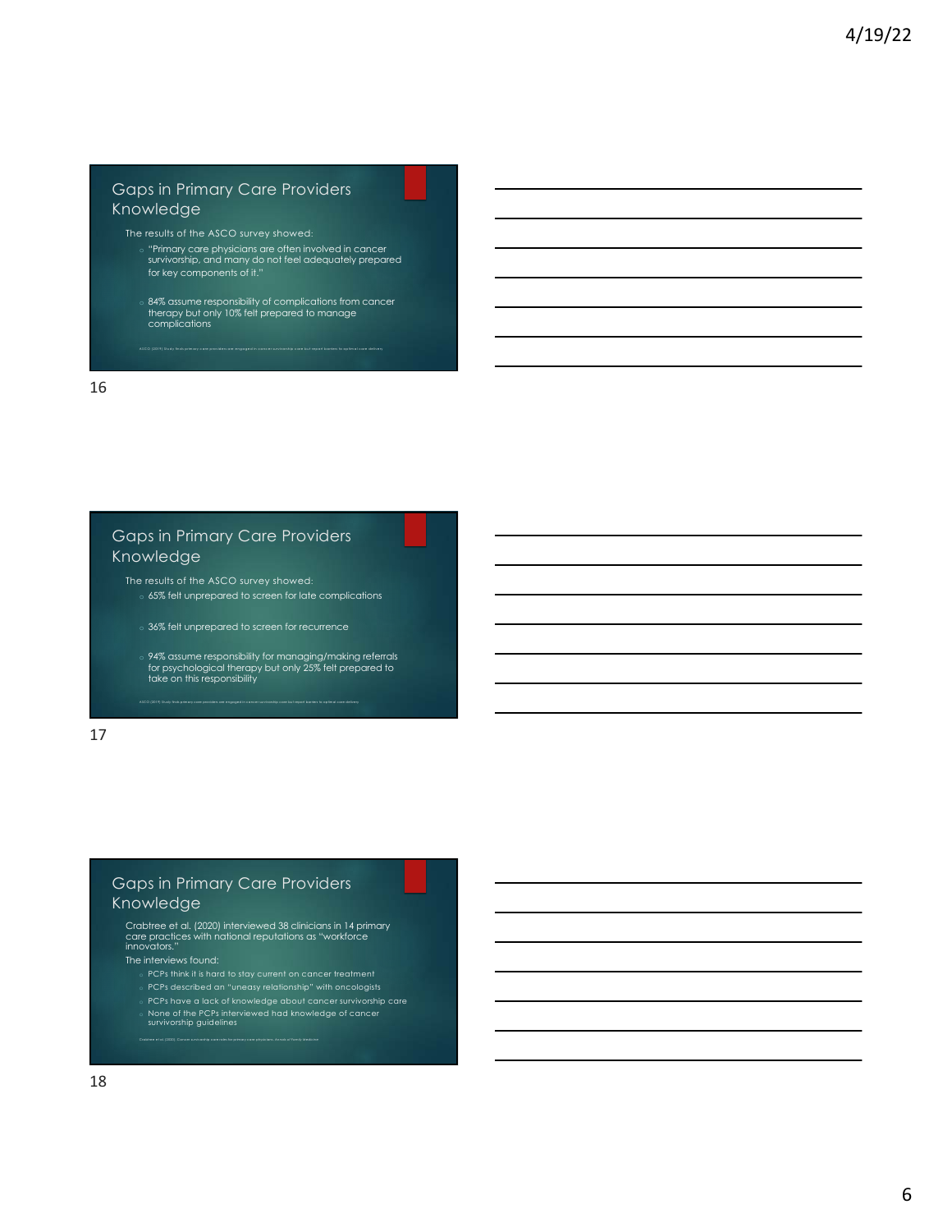## Gaps in Primary Care Providers Knowledge

The results of the ASCO survey showed:

- "Primary care physicians are often involved in cancer survivorship, and many do not feel adequately prepared for key components of it."
- 84% assume responsibility of complications from cancer therapy but only 10% felt prepared to manage complications

ASCO (2019) Study finds primary care providers are engaged in cancer survivorship care but report barriers to optimal care delivery

## Gaps in Primary Care Providers Knowledge

The results of the ASCO survey showed:

- 65% felt unprepared to screen for late complications
- 36% felt unprepared to screen for recurrence
- 94% assume responsibility for managing/making referrals for psychological therapy but only 25% felt prepared to take on this responsibility

ASCO (2019) Study finds primary care providers are engaged in cancer survivorship care but report barriers to optimal care delivery

## Gaps in Primary Care Providers Knowledge

Crabtree et al. (2020) interviewed 38 clinicians in 14 primary care practices with national reputations as "workforce innovators."

The interviews found:

- PCPs think it is hard to stay current on cancer treatment
- PCPs described an "uneasy relationship" with oncologists
- PCPs have a lack of knowledge about cancer survivorship care
- None of the PCPs interviewed had knowledge of cancer survivorship guidelines

Crabtree et al. (2020). Cancer survivorship care roles for primary care physicians. Annals of Family Medicine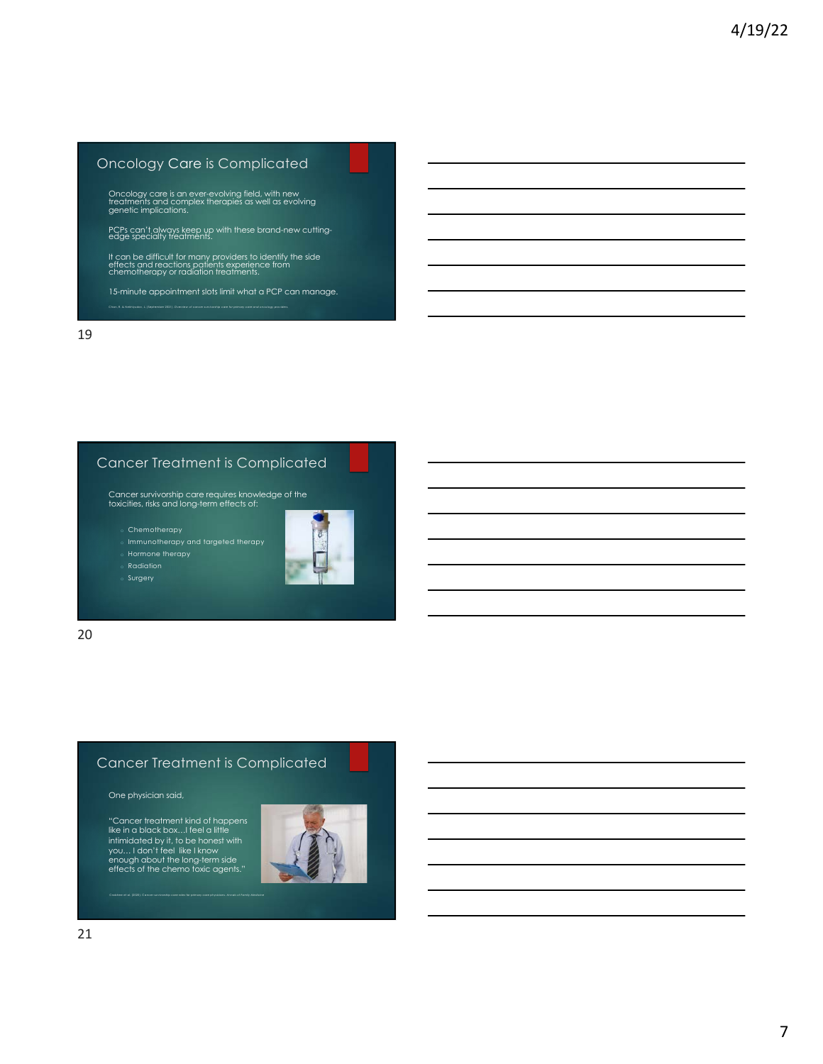## Oncology Care is Complicated

Oncology care is an ever-evolving field, with new treatments and complex therapies as well as evolving genetic implications.

PCPs can't always keep up with these brand-new cutting-edge specialty treatments.

It can be difficult for many providers to identify the side effects and reactions patients experience from chemotherapy or radiation treatments.

15-minute appointment slots limit what a PCP can manage.

## Cancer Treatment is Complicated

Cancer survivorship care requires knowledge of the toxicities, risks and long-term effects of:

- Chemotherapy
- Immunotherapy and targeted therapy
- Hormone therapy
- Radiation
- Surgery

## Cancer Treatment is Complicated

One physician said,

"Cancer treatment kind of happens like in a black box…I feel a little intimidated by it, to be honest with you… I don't feel like I know enough about the long-term side effects of the chemo toxic agents."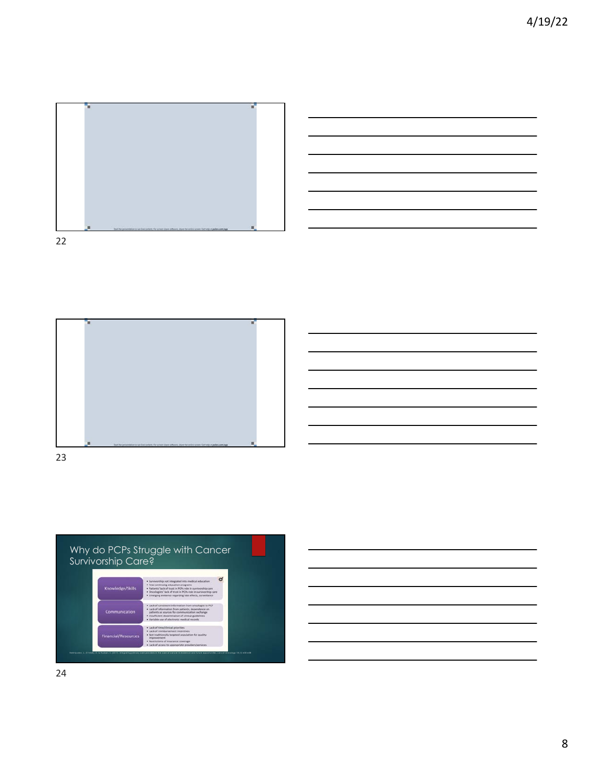Start the presentation to see live content. For screen share software, share the entire screen. Get help at pollev.com/app

Start the presentation to see live content. For screen share software, share the entire screen. Get help at pollev.com/app

# Why do PCPs Struggle with Cancer Survivorship Care?

| | |
|---|---|
| Knowledge/Skills | • Survivorship not integrated into medical education<br>• Few continuing education programs<br>• Patients' lack of trust in PCPs role in survivorship care<br>• Oncologists' lack of trust in PCPs role in survivorship care<br>• Emerging evidence regarding late effects, surveillance |
| Communication | • Lack of consistent information from oncologist to PCP<br>• Lack of information from patients, dependence on patients as sources for communication exchange<br>• Insufficient dissemination of clinical guidelines<br>• Variable use of electronic medical records |
| Financial/Resources | • Lack of time/clinical priorities<br>• Lack of reimbursement incentives<br>• Not traditionally targeted population for quality improvement<br>• Restrictions of insurance coverage<br>• Lack of access to appropriate providers/services |

Nekhlyudov, L., O'Malley, D. & Hudson, S. (2017). Integrating primary care providers in the care of cancer survivors: gaps in evidence and future opportunities. Lancet Oncology, 18 (1), e30-e38.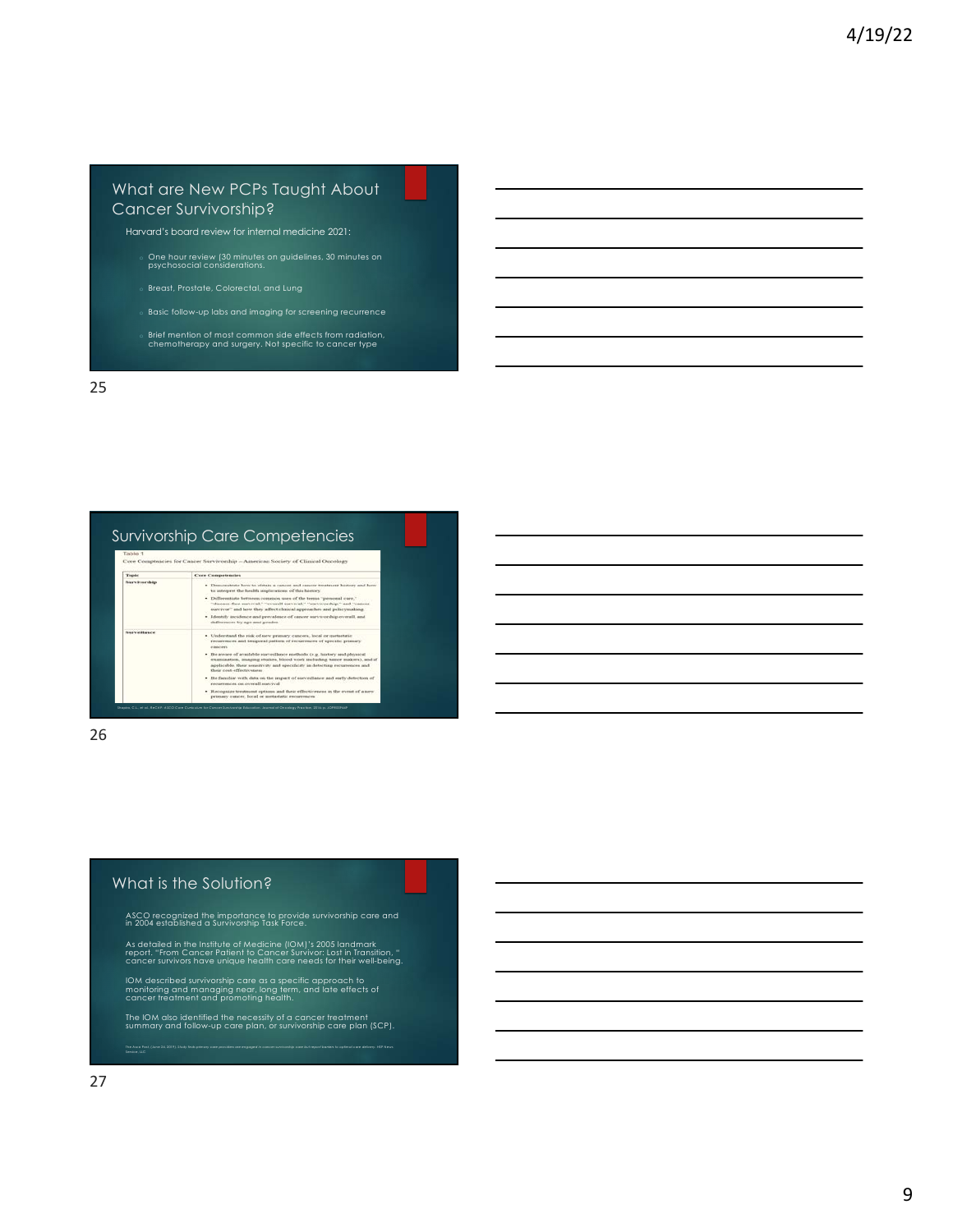## What are New PCPs Taught About Cancer Survivorship?

Harvard's board review for internal medicine 2021:

- One hour review (30 minutes on guidelines, 30 minutes on psychosocial considerations.
- Breast, Prostate, Colorectal, and Lung
- Basic follow-up labs and imaging for screening recurrence
- Brief mention of most common side effects from radiation, chemotherapy and surgery. Not specific to cancer type

## Survivorship Care Competencies

Table 1

Core Competencies for Cancer Survivorship – American Society of Clinical Oncology

| Topic | Core Competencies |
|---|---|
| Survivorship | • Demonstrate how to obtain a cancer and cancer treatment history and how to interpret the health implications of this history<br>• Differentiate between common uses of the terms "personal cure," "disease-free survival," "overall survival," "survivorship," and "cancer survivor" and how they affect clinical approaches and policymaking<br>• Identify incidence and prevalence of cancer survivorship overall, and differences by age and gender |
| Surveillance | • Understand the risk of new primary cancers, local or metastatic recurrences and temporal pattern of recurrences of specific primary cancers<br>• Be aware of available surveillance methods (e.g. history and physical examination, imaging studies, blood work including tumor markers), and if applicable their sensitivity and specificity in detecting recurrences and their cost-effectiveness<br>• Be familiar with data on the impact of surveillance and early detection of recurrences on overall survival<br>• Recognize treatment options and their effectiveness in the event of a new primary cancer, local or metastatic recurrences |

Shapiro, C.L., et al., ReCAP: ASCO Core Curriculum for Cancer Survivorship Education. Journal of Oncology Practice, 2016: p. JOP.2015.009449

## What is the Solution?

ASCO recognized the importance to provide survivorship care and in 2004 established a Survivorship Task Force.

As detailed in the Institute of Medicine (IOM)'s 2005 landmark report, "From Cancer Patient to Cancer Survivor: Lost in Transition, " cancer survivors have unique health care needs for their well-being.

IOM described survivorship care as a specific approach to monitoring and managing near, long term, and late effects of cancer treatment and promoting health.

The IOM also identified the necessity of a cancer treatment summary and follow-up care plan, or survivorship care plan (SCP).

The Asco Post (June 25, 2019). Study finds primary care providers are engaged in cancer survivorship care but report barriers to optimal care delivery. HSP News Service, LLC.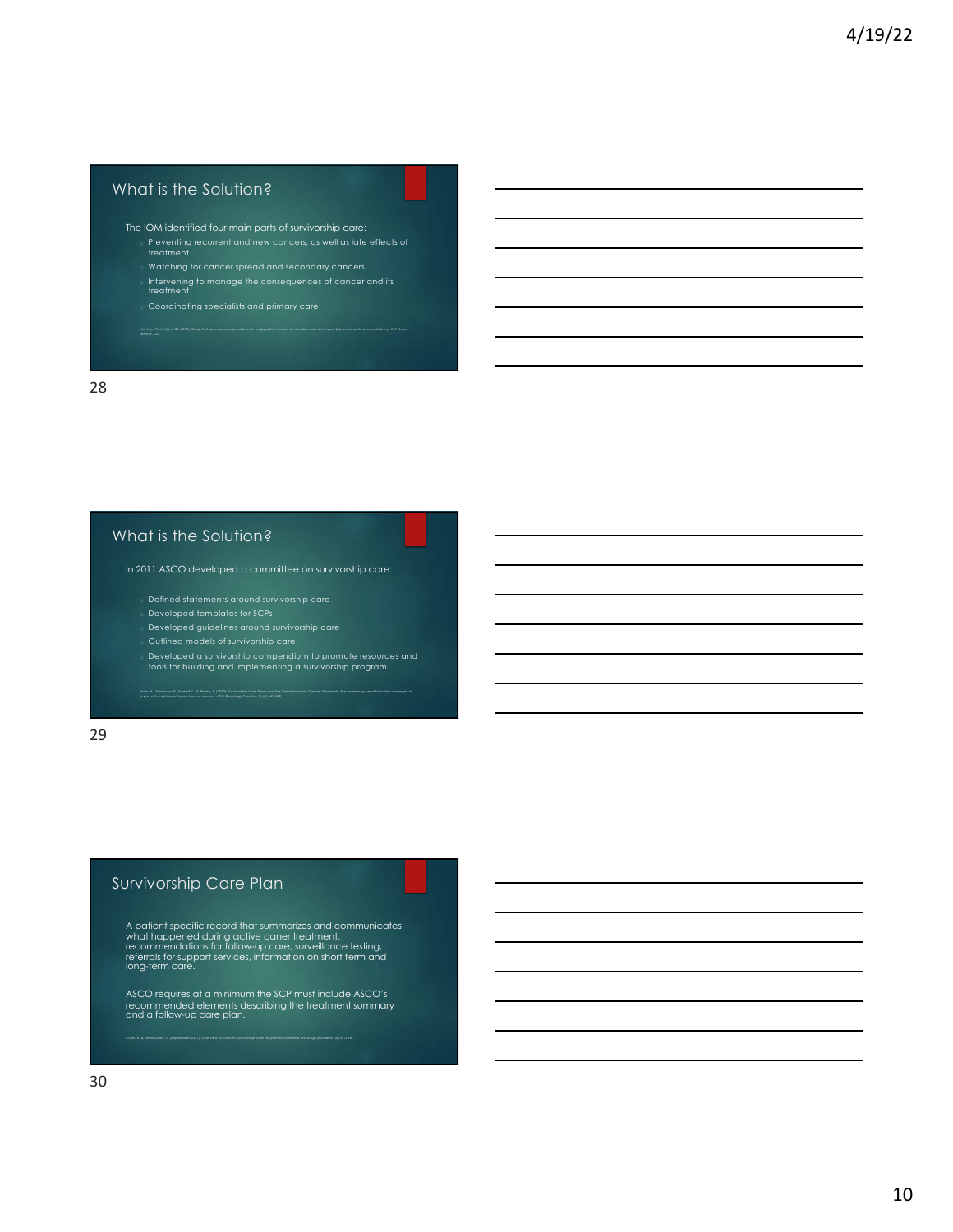## What is the Solution?

The IOM identified four main parts of survivorship care:

- Preventing recurrent and new cancers, as well as late effects of treatment
- Watching for cancer spread and secondary cancers
- Intervening to manage the consequences of cancer and its treatment
- Coordinating specialists and primary care

The Aura Post. (June 24, 2019). Study finds primary care providers are engaged in cancer survivorship care but report barriers to optimal care delivery. NTP News Service, LLC.

## What is the Solution?

In 2011 ASCO developed a committee on survivorship care:

- Defined statements around survivorship care
- Developed templates for SCPs
- Developed guidelines around survivorship care
- Outlined models of survivorship care
- Developed a survivorship compendium to promote resources and tools for building and implementing a survivorship program

Birken, A., Adamson, P., Fashoyin, L., & Barba, S. (2020). Survivorship Care Plans and the Commission on Cancer Standards: The increasing need for better strategies to improve the outcome for survivors of cancer. JCO Oncology Practice, 16 (8) 447-453.

## Survivorship Care Plan

A patient specific record that summarizes and communicates what happened during active caner treatment, recommendations for follow-up care, surveillance testing, referrals for support services, information on short term and long-term care.

ASCO requires at a minimum the SCP must include ASCO's recommended elements describing the treatment summary and a follow-up care plan.

Chen, R. & Matthijsen, L. (September 2021). Overview of cancer survivorship care for primary care and oncology providers. Up to Date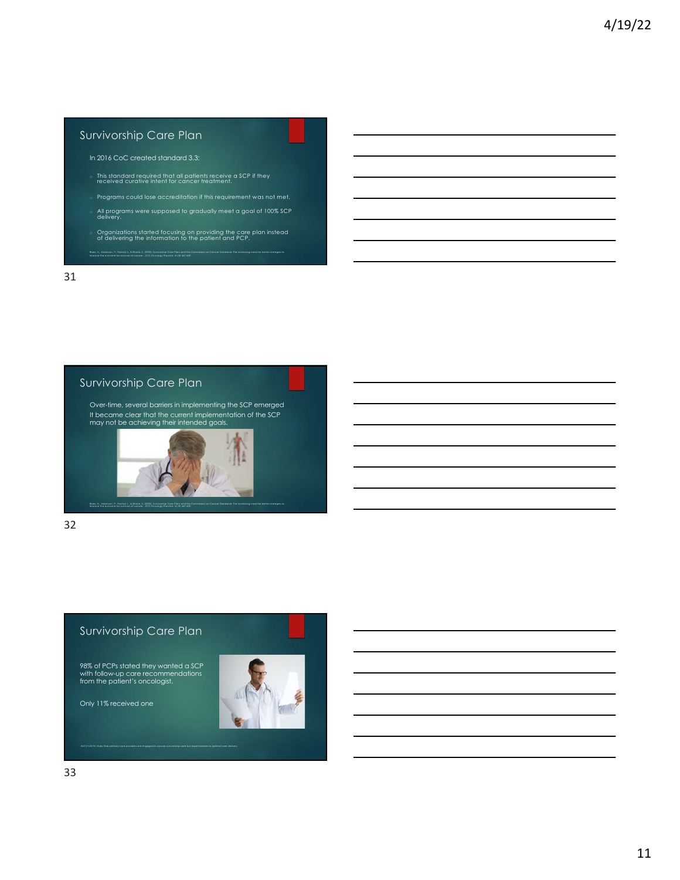## Survivorship Care Plan

In 2016 CoC created standard 3.3:

- This standard required that all patients receive a SCP if they received curative intent for cancer treatment.
- Programs could lose accreditation if this requirement was not met.
- All programs were supposed to gradually meet a goal of 100% SCP delivery.
- Organizations started focusing on providing the care plan instead of delivering the information to the patient and PCP.

Boes, A., Adamson, P., Fashoyin, L., & Shaha, S. (2020). Survivorship Care Plans and the Commission on Cancer Standards: The increasing need for better strategies to improve the outcome for survivors of cancer. JCO Oncology Practice 16 (8) 447-450

## Survivorship Care Plan

Over-time, several barriers in implementing the SCP emerged

It became clear that the current implementation of the SCP may not be achieving their intended goals.

Boes, A., Adamson, P., Fashoyin, L., & Shaha, S. (2020). Survivorship Care Plans and the Commission on Cancer Standards: The increasing need for better strategies to improve the outcome for survivors of cancer. JCO Oncology Practice 16 (8) 447-450

## Survivorship Care Plan

98% of PCPs stated they wanted a SCP with follow-up care recommendations from the patient's oncologist.

Only 11% received one

ASCO (2019) Study finds primary care providers are engaged in cancer survivorship care but report barriers to optimal care delivery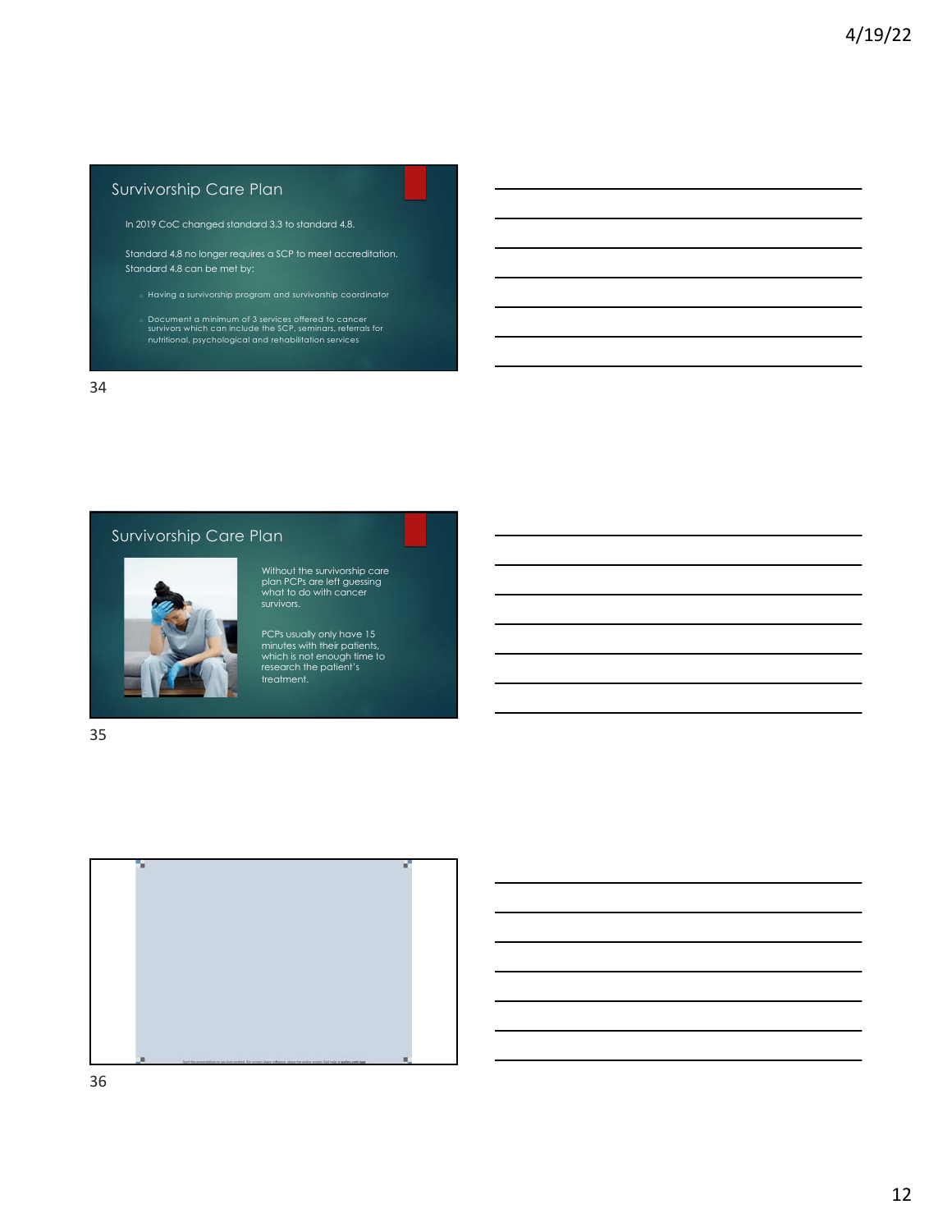## Survivorship Care Plan

In 2019 CoC changed standard 3.3 to standard 4.8.

Standard 4.8 no longer requires a SCP to meet accreditation. Standard 4.8 can be met by:

- Having a survivorship program and survivorship coordinator
- Document a minimum of 3 services offered to cancer survivors which can include the SCP, seminars, referrals for nutritional, psychological and rehabilitation services

## Survivorship Care Plan

Without the survivorship care plan PCPs are left guessing what to do with cancer survivors.

PCPs usually only have 15 minutes with their patients, which is not enough time to research the patient's treatment.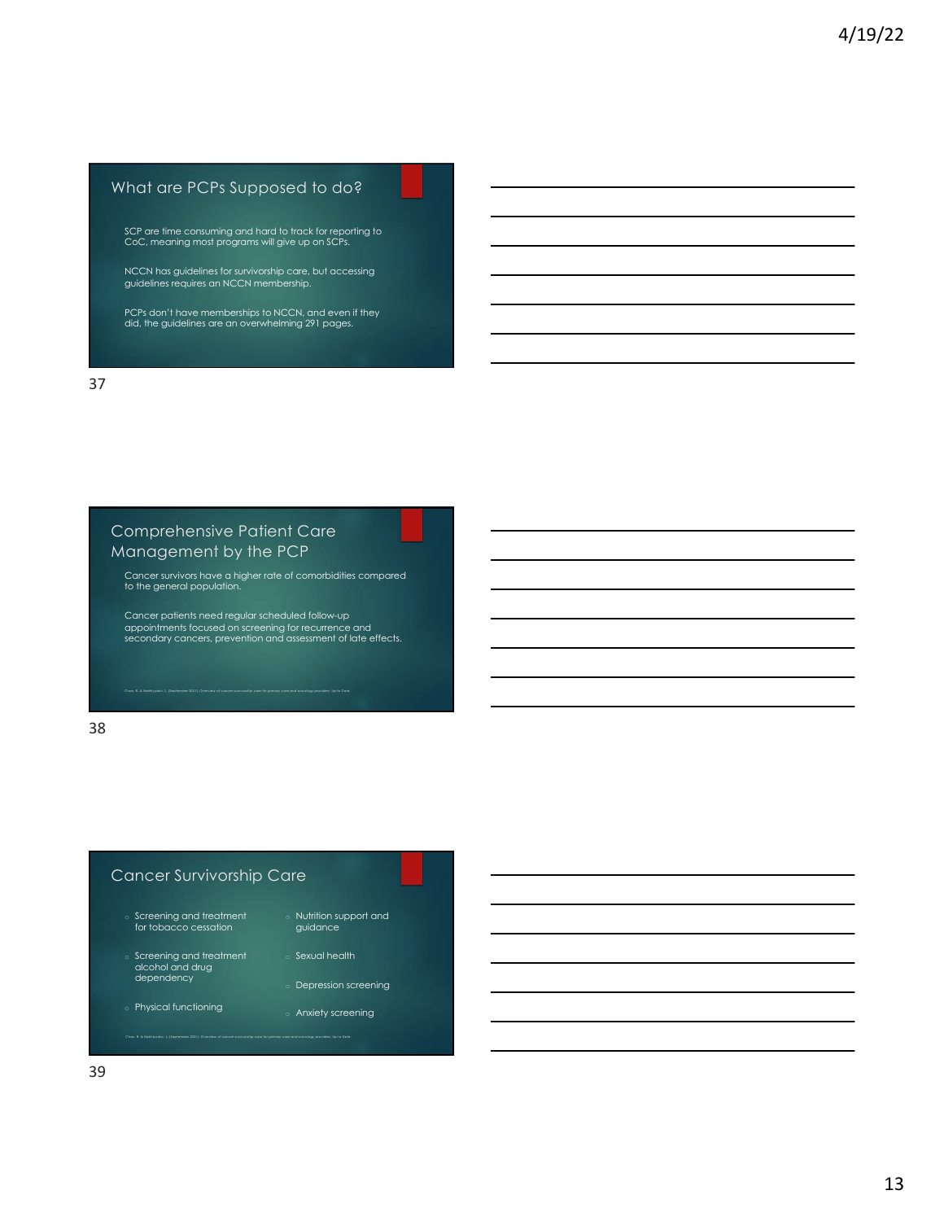## What are PCPs Supposed to do?

SCP are time consuming and hard to track for reporting to CoC, meaning most programs will give up on SCPs.

NCCN has guidelines for survivorship care, but accessing guidelines requires an NCCN membership.

PCPs don't have memberships to NCCN, and even if they did, the guidelines are an overwhelming 291 pages.

## Comprehensive Patient Care Management by the PCP

Cancer survivors have a higher rate of comorbidities compared to the general population.

Cancer patients need regular scheduled follow-up appointments focused on screening for recurrence and secondary cancers, prevention and assessment of late effects.

Chan, R. & Nekhlyudov, L. (September 2021). Overview of cancer survivorship care for primary care and oncology providers. Up to Date.

## Cancer Survivorship Care

- Screening and treatment for tobacco cessation
- Screening and treatment alcohol and drug dependency
- Physical functioning
- Nutrition support and guidance
- Sexual health
- Depression screening
- Anxiety screening

Chan, R. & Nekhlyudov, L. (September 2021). Overview of cancer survivorship care for primary care and oncology providers. Up to Date.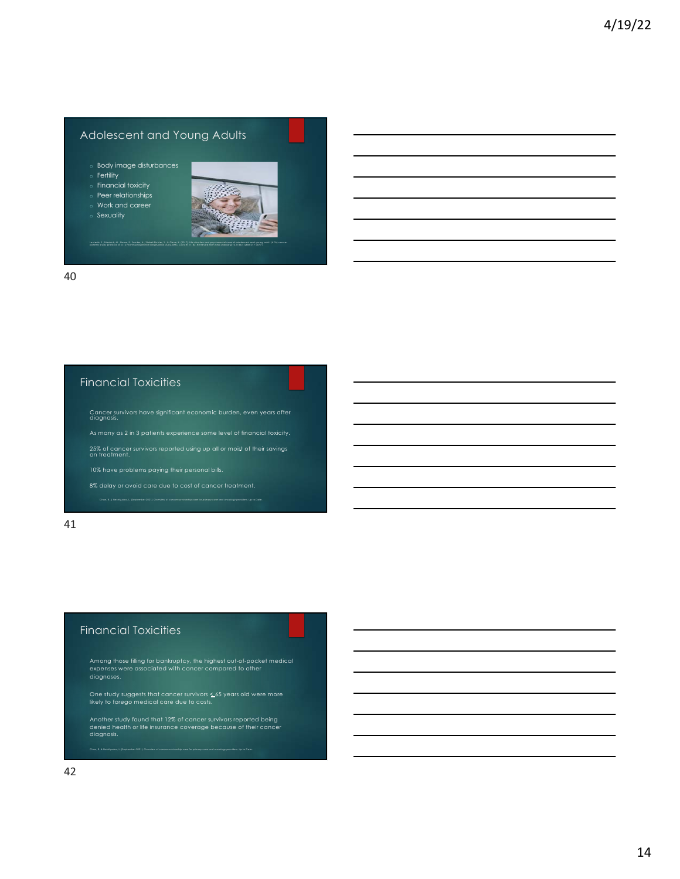## Adolescent and Young Adults

- Body image disturbances
- Fertility
- Financial toxicity
- Peer relationships
- Work and career
- Sexuality

Lorenz, K., Friedrich, M., Glaesmer, H., Sender, A., Stöbel-Richter, Y., & Geue, K. (2017). Life situation and psychosocial care of adolescent and young adult (AYA) cancer patients study protocol of a 12-month prospective longitudinal study. BMC Cancer 17, 82. Retrieved from http://doi.org/10.1186/s12885-017-3077-z

## Financial Toxicities

Cancer survivors have significant economic burden, even years after diagnosis.

As many as 2 in 3 patients experience some level of financial toxicity.

25% of cancer survivors reported using up all or moist of their savings on treatment.

10% have problems paying their personal bills.

8% delay or avoid care due to cost of cancer treatment.

Chan, R. & Nekhlyudov, L. (September 2021). Overview of cancer survivorship care for primary care and oncology providers. Up to Date

## Financial Toxicities

Among those filling for bankruptcy, the highest out-of-pocket medical expenses were associated with cancer compared to other diagnoses.

One study suggests that cancer survivors ≤ 65 years old were more likely to forego medical care due to costs.

Another study found that 12% of cancer survivors reported being denied health or life insurance coverage because of their cancer diagnosis.

Chan, R. & Nekhlyudov, L. (September 2021). Overview of cancer survivorship care for primary care and oncology providers. Up to Date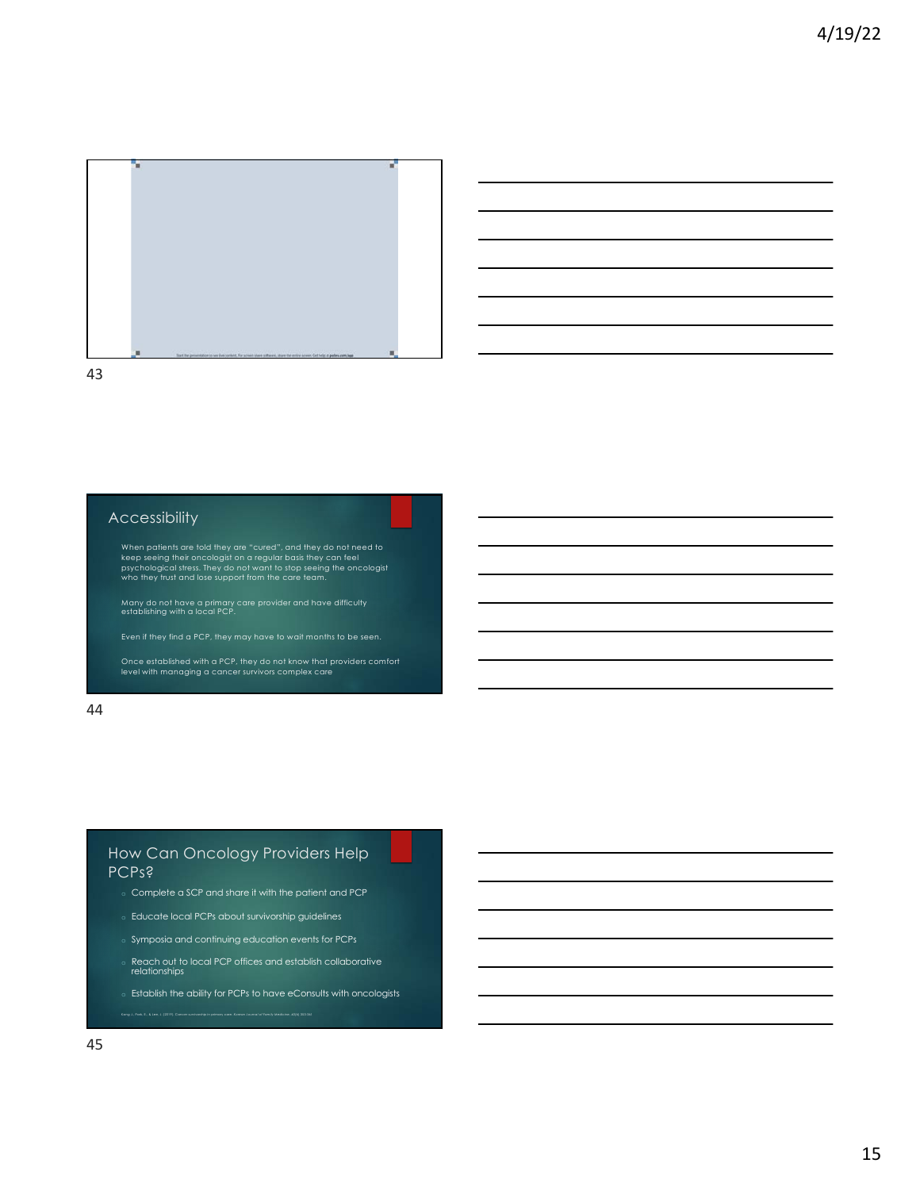Start the presentation to see live content. For screen share software, share the entire screen. Get help at pollev.com/app

## Accessibility

When patients are told they are "cured", and they do not need to keep seeing their oncologist on a regular basis they can feel psychological stress. They do not want to stop seeing the oncologist who they trust and lose support from the care team.

Many do not have a primary care provider and have difficulty establishing with a local PCP.

Even if they find a PCP, they may have to wait months to be seen.

Once established with a PCP, they do not know that providers comfort level with managing a cancer survivors complex care

## How Can Oncology Providers Help PCPs?

- Complete a SCP and share it with the patient and PCP
- Educate local PCPs about survivorship guidelines
- Symposia and continuing education events for PCPs
- Reach out to local PCP offices and establish collaborative relationships
- Establish the ability for PCPs to have eConsults with oncologists

Kang, J., Park, E., & Lee, J. (2019). Cancer survivorship in primary care. Korean Journal of Family Medicine, 40(6), 353-361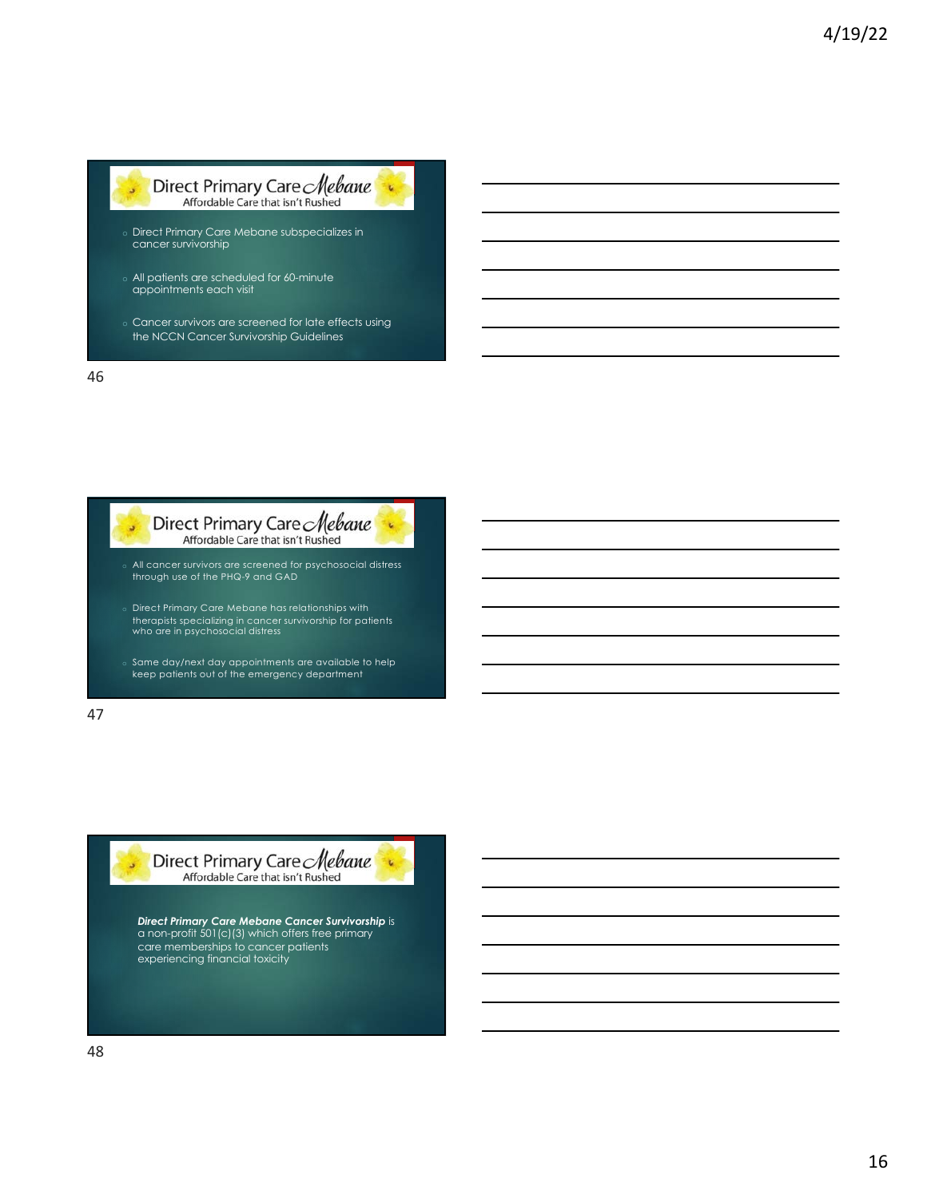## Direct Primary Care Mebane
Affordable Care that isn't Rushed

- Direct Primary Care Mebane subspecializes in cancer survivorship
- All patients are scheduled for 60-minute appointments each visit
- Cancer survivors are screened for late effects using the NCCN Cancer Survivorship Guidelines

## Direct Primary Care Mebane
Affordable Care that isn't Rushed

- All cancer survivors are screened for psychosocial distress through use of the PHQ-9 and GAD
- Direct Primary Care Mebane has relationships with therapists specializing in cancer survivorship for patients who are in psychosocial distress
- Same day/next day appointments are available to help keep patients out of the emergency department

## Direct Primary Care Mebane
Affordable Care that isn't Rushed

***Direct Primary Care Mebane Cancer Survivorship*** is a non-profit 501(c)(3) which offers free primary care memberships to cancer patients experiencing financial toxicity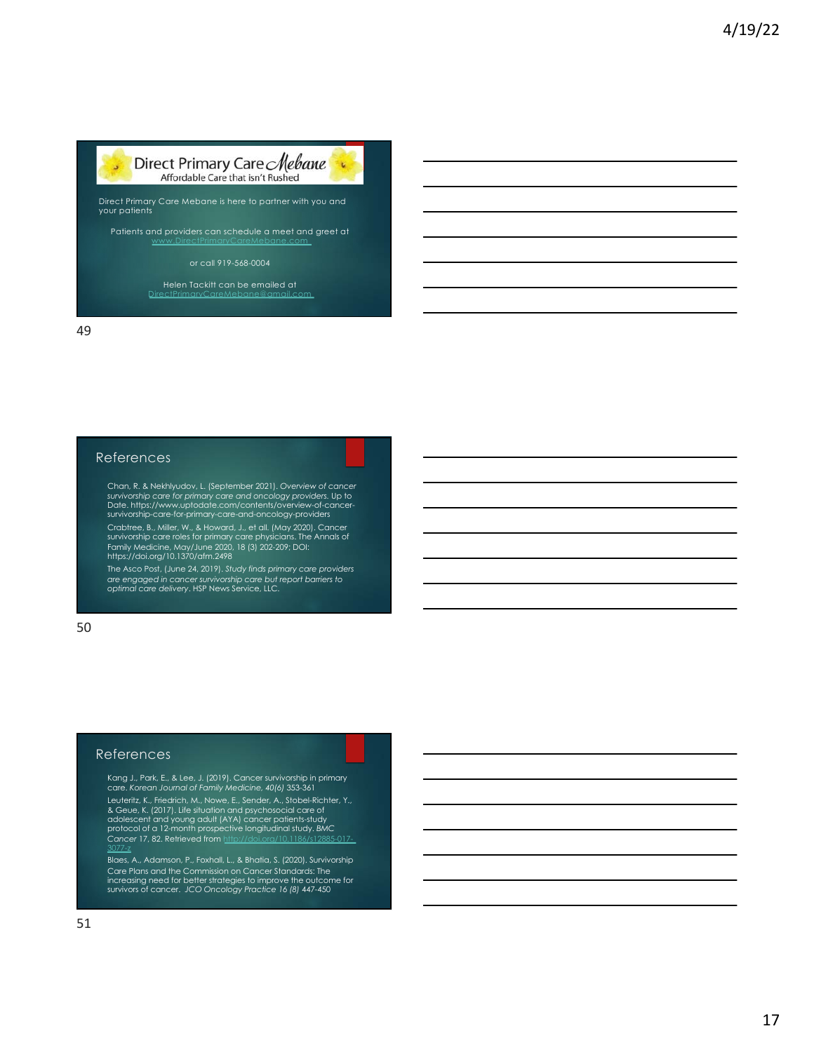## Direct Primary Care Mebane

Affordable Care that isn't Rushed

Direct Primary Care Mebane is here to partner with you and your patients

Patients and providers can schedule a meet and greet at www.DirectPrimaryCareMebane.com

or call 919-568-0004

Helen Tackitt can be emailed at DirectPrimaryCareMebane@gmail.com

## References

Chan, R. & Nekhlyudov, L. (September 2021). *Overview of cancer survivorship care for primary care and oncology providers.* Up to Date. https://www.uptodate.com/contents/overview-of-cancer-survivorship-care-for-primary-care-and-oncology-providers

Crabtree, B., Miller, W., & Howard, J., et all. (May 2020). Cancer survivorship care roles for primary care physicians. The Annals of Family Medicine, May/June 2020, 18 (3) 202-209; DOI: https://doi.org/10.1370/afm.2498

The Asco Post, (June 24, 2019). *Study finds primary care providers are engaged in cancer survivorship care but report barriers to optimal care delivery*. HSP News Service, LLC.

## References

Kang J., Park, E., & Lee, J. (2019). Cancer survivorship in primary care. *Korean Journal of Family Medicine, 40(6)* 353-361

Leuteritz, K., Friedrich, M., Nowe, E., Sender, A., Stobel-Richter, Y., & Geue, K. (2017). Life situation and psychosocial care of adolescent and young adult (AYA) cancer patients-study protocol of a 12-month prospective longitudinal study. *BMC Cancer* 17, 82. Retrieved from http://doi.org/10.1186/s12885-017-3077-z

Blaes, A., Adamson, P., Foxhall, L., & Bhatia, S. (2020). Survivorship Care Plans and the Commission on Cancer Standards: The increasing need for better strategies to improve the outcome for survivors of cancer. *JCO Oncology Practice 16 (8)* 447-450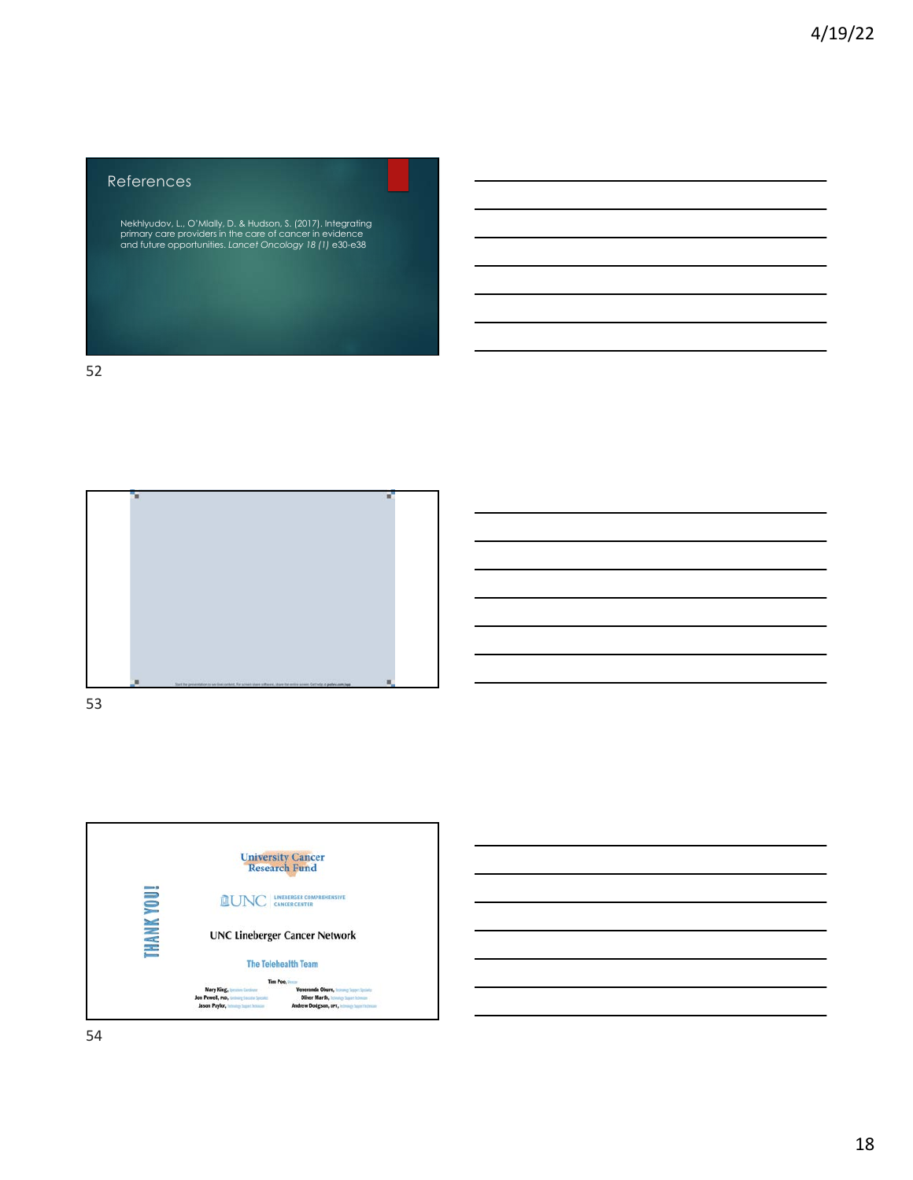## References

Nekhlyudov, L., O'Mlally, D. & Hudson, S. (2017). Integrating primary care providers in the care of cancer in evidence and future opportunities. *Lancet Oncology 18 (1)* e30-e38

Start the presentation to see live content. For screen share software, share the entire screen. Get help at pollev.com/app

THANK YOU!

University Cancer Research Fund

UNC LINEBERGER COMPREHENSIVE CANCER CENTER

UNC Lineberger Cancer Network

The Telehealth Team

Tim Poe,

Mary King, Jon Powell, PhD, Jason Payler,

Veneranda Obure, Oliver Marth, Andrew Dodgson, DPT,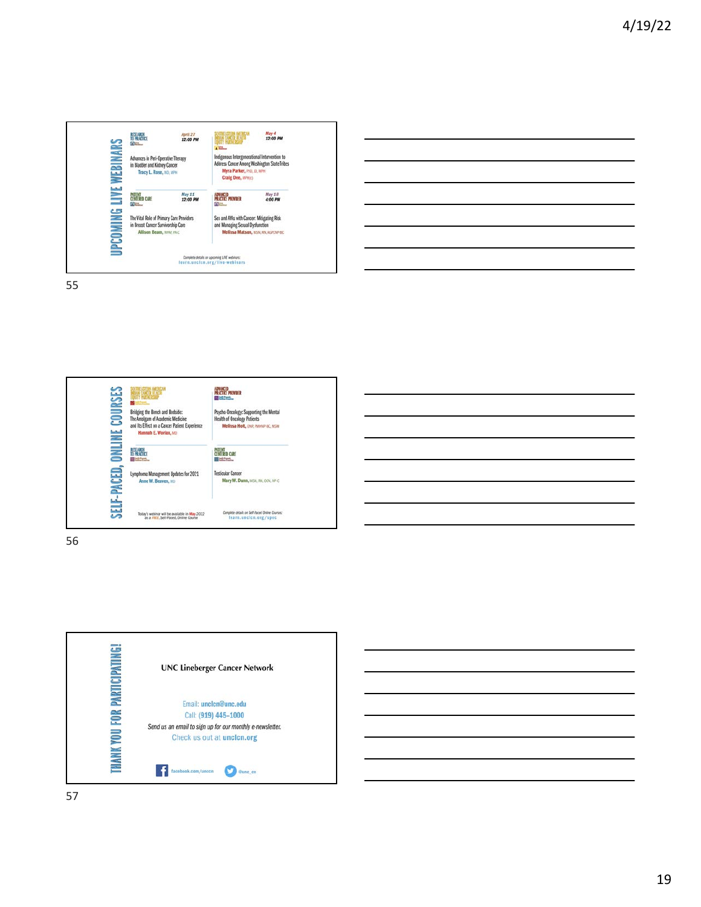## UPCOMING LIVE WEBINARS

**RESEARCH TO PRACTICE** — *April 27, 12:00 PM*

Advances in Peri-Operative Therapy in Bladder and Kidney Cancer
**Tracy L. Rose**, MD, MPH

**SOUTHEASTERN AMERICAN INDIAN CANCER HEALTH EQUITY PARTNERSHIP** — *May 4, 12:00 PM*

Indigenous Intergenerational Intervention to Address Cancer Among Washington State Tribes
**Myra Parker**, PhD, JD, MPH
**Craig Dee**, MPH(c)

**PATIENT CENTERED CARE** — *May 11, 12:00 PM*

The Vital Role of Primary Care Providers in Breast Cancer Survivorship Care
**Allison Beam**, MPAP, PA-C

**ADVANCED PRACTICE PROVIDER** — *May 18, 4:00 PM*

Sex and AYAs with Cancer: Mitigating Risk and Managing Sexual Dysfunction
**Melissa Matson**, MSN, RN, AGPCNP-BC

*Complete details on upcoming LIVE webinars:*
learn.unclcn.org/live-webinars

55

## SELF-PACED, ONLINE COURSES

**SOUTHEASTERN AMERICAN INDIAN CANCER HEALTH EQUITY PARTNERSHIP**

Bridging the Bench and Bedside: The Amalgam of Academic Medicine and Its Effect on a Cancer Patient Experience
**Hannah E. Woriax**, MD

**ADVANCED PRACTICE PROVIDER**

Psycho Oncology: Supporting the Mental Health of Oncology Patients
**Melissa Holt**, DNP, PMHNP-BC, MSW

**RESEARCH TO PRACTICE**

Lymphoma Management Updates for 2021
**Anne W. Beaven**, MD

**PATIENT CENTERED CARE**

Testicular Cancer
**Mary W. Dunn**, MSN, RN, OCN, NP-C

Today's webinar will be available in May 2022 as a FREE, Self-Paced, Online Course

*Complete details on Self-Paced Online Courses:*
learn.unclcn.org/spoc

56

## THANK YOU FOR PARTICIPATING!

**UNC Lineberger Cancer Network**

Email: **unclcn@unc.edu**
Call: **(919) 445-1000**
*Send us an email to sign up for our monthly e-newsletter.*
Check us out at **unclcn.org**

facebook.com/unccn
@unc_cn

57